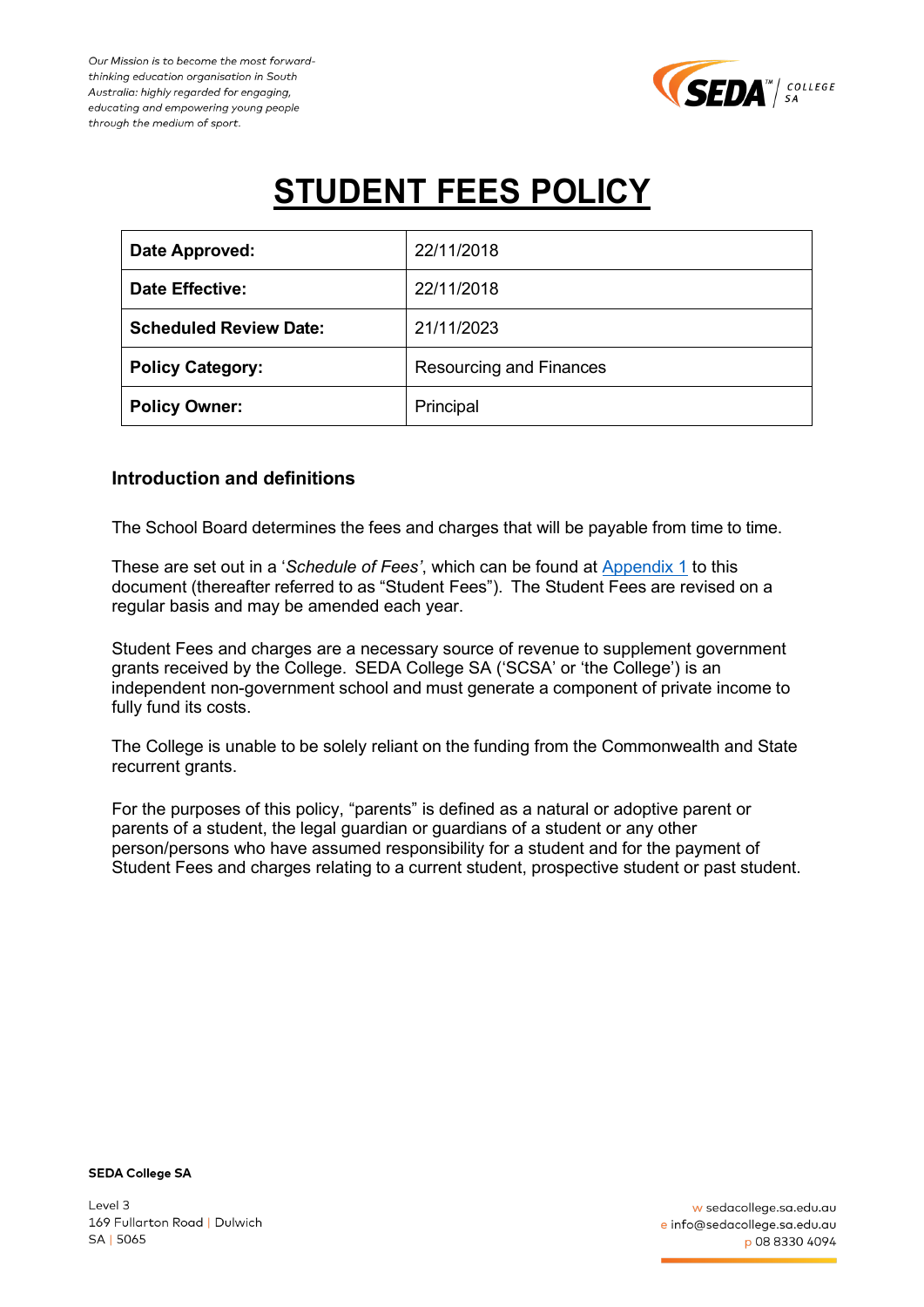*Our Mission is to become the most forward-thinking education organisation in South Australia: highly regarded for engaging, educating and empowering young people through the medium of sport.*

# STUDENT FEES POLICY

| | |
|---|---|
| **Date Approved:** | 22/11/2018 |
| **Date Effective:** | 22/11/2018 |
| **Scheduled Review Date:** | 21/11/2023 |
| **Policy Category:** | Resourcing and Finances |
| **Policy Owner:** | Principal |

### Introduction and definitions

The School Board determines the fees and charges that will be payable from time to time.

These are set out in a '*Schedule of Fees'*, which can be found at Appendix 1 to this document (thereafter referred to as "Student Fees"). The Student Fees are revised on a regular basis and may be amended each year.

Student Fees and charges are a necessary source of revenue to supplement government grants received by the College. SEDA College SA ('SCSA' or 'the College') is an independent non-government school and must generate a component of private income to fully fund its costs.

The College is unable to be solely reliant on the funding from the Commonwealth and State recurrent grants.

For the purposes of this policy, "parents" is defined as a natural or adoptive parent or parents of a student, the legal guardian or guardians of a student or any other person/persons who have assumed responsibility for a student and for the payment of Student Fees and charges relating to a current student, prospective student or past student.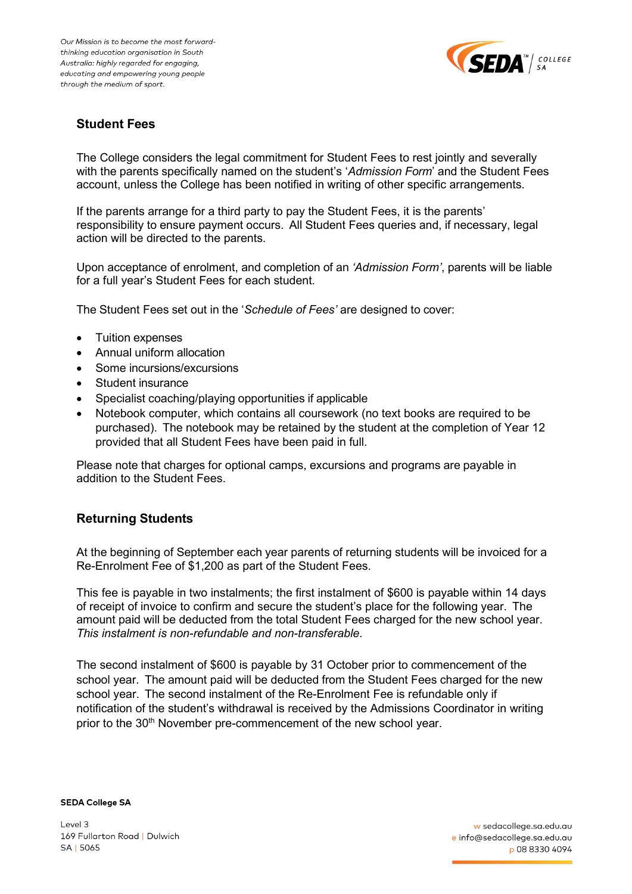## Student Fees

The College considers the legal commitment for Student Fees to rest jointly and severally with the parents specifically named on the student's '*Admission Form*' and the Student Fees account, unless the College has been notified in writing of other specific arrangements.

If the parents arrange for a third party to pay the Student Fees, it is the parents' responsibility to ensure payment occurs. All Student Fees queries and, if necessary, legal action will be directed to the parents.

Upon acceptance of enrolment, and completion of an *'Admission Form'*, parents will be liable for a full year's Student Fees for each student.

The Student Fees set out in the '*Schedule of Fees'* are designed to cover:

- Tuition expenses
- Annual uniform allocation
- Some incursions/excursions
- Student insurance
- Specialist coaching/playing opportunities if applicable
- Notebook computer, which contains all coursework (no text books are required to be purchased). The notebook may be retained by the student at the completion of Year 12 provided that all Student Fees have been paid in full.

Please note that charges for optional camps, excursions and programs are payable in addition to the Student Fees.

## Returning Students

At the beginning of September each year parents of returning students will be invoiced for a Re-Enrolment Fee of $1,200 as part of the Student Fees.

This fee is payable in two instalments; the first instalment of $600 is payable within 14 days of receipt of invoice to confirm and secure the student's place for the following year. The amount paid will be deducted from the total Student Fees charged for the new school year. *This instalment is non-refundable and non-transferable*.

The second instalment of $600 is payable by 31 October prior to commencement of the school year. The amount paid will be deducted from the Student Fees charged for the new school year. The second instalment of the Re-Enrolment Fee is refundable only if notification of the student's withdrawal is received by the Admissions Coordinator in writing prior to the 30th November pre-commencement of the new school year.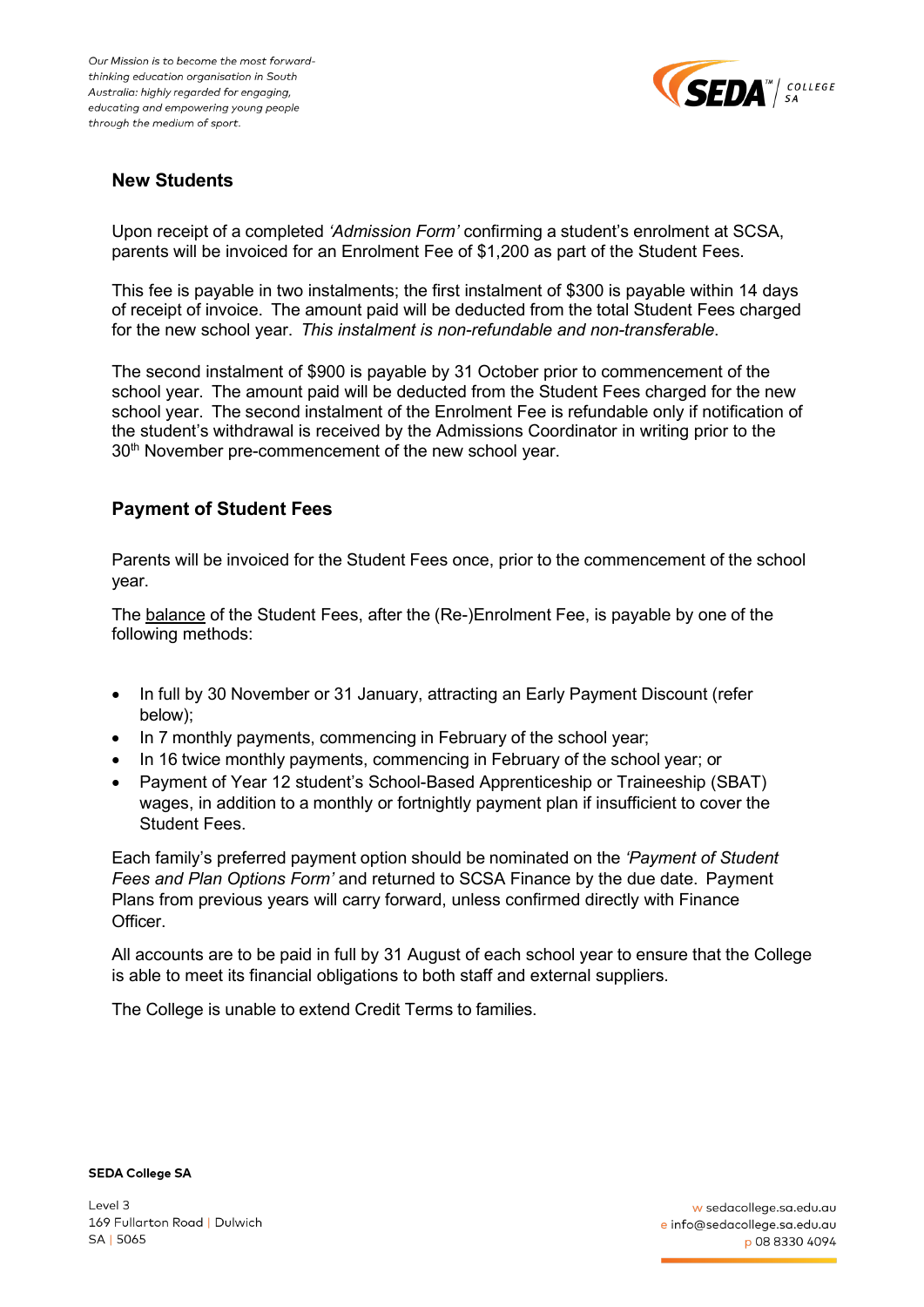## New Students

Upon receipt of a completed *'Admission Form'* confirming a student's enrolment at SCSA, parents will be invoiced for an Enrolment Fee of $1,200 as part of the Student Fees.

This fee is payable in two instalments; the first instalment of $300 is payable within 14 days of receipt of invoice. The amount paid will be deducted from the total Student Fees charged for the new school year. *This instalment is non-refundable and non-transferable*.

The second instalment of $900 is payable by 31 October prior to commencement of the school year. The amount paid will be deducted from the Student Fees charged for the new school year. The second instalment of the Enrolment Fee is refundable only if notification of the student's withdrawal is received by the Admissions Coordinator in writing prior to the 30th November pre-commencement of the new school year.

## Payment of Student Fees

Parents will be invoiced for the Student Fees once, prior to the commencement of the school year.

The <u>balance</u> of the Student Fees, after the (Re-)Enrolment Fee, is payable by one of the following methods:

- In full by 30 November or 31 January, attracting an Early Payment Discount (refer below);
- In 7 monthly payments, commencing in February of the school year;
- In 16 twice monthly payments, commencing in February of the school year; or
- Payment of Year 12 student's School-Based Apprenticeship or Traineeship (SBAT) wages, in addition to a monthly or fortnightly payment plan if insufficient to cover the Student Fees.

Each family's preferred payment option should be nominated on the *'Payment of Student Fees and Plan Options Form'* and returned to SCSA Finance by the due date. Payment Plans from previous years will carry forward, unless confirmed directly with Finance Officer.

All accounts are to be paid in full by 31 August of each school year to ensure that the College is able to meet its financial obligations to both staff and external suppliers.

The College is unable to extend Credit Terms to families.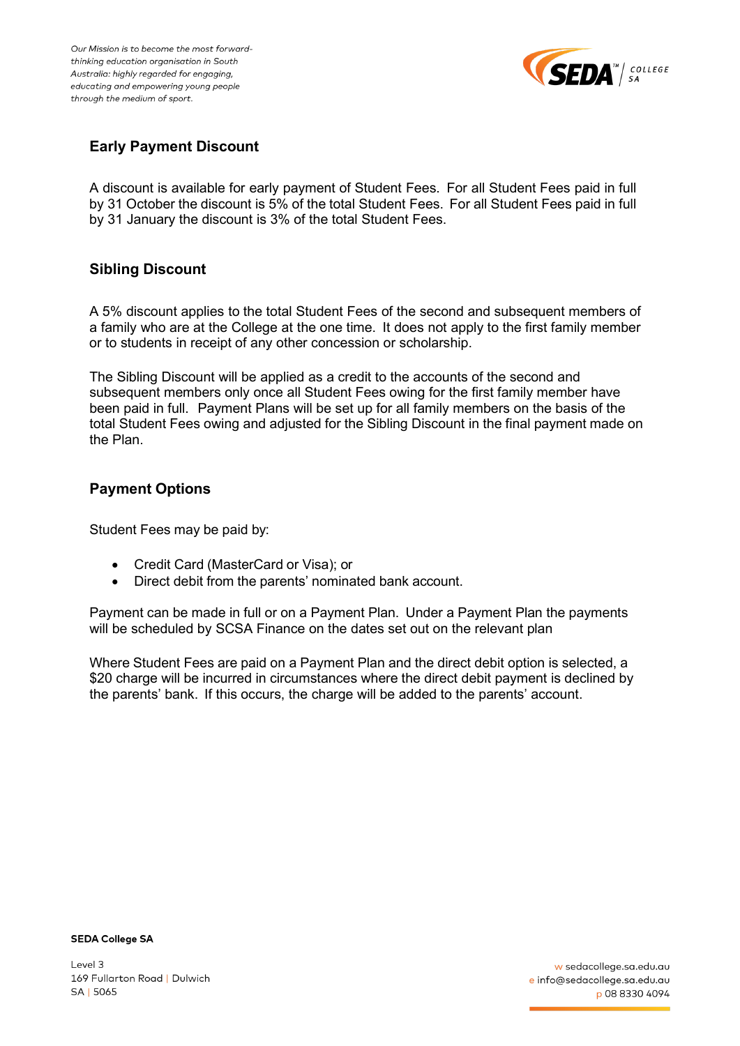## Early Payment Discount

A discount is available for early payment of Student Fees. For all Student Fees paid in full by 31 October the discount is 5% of the total Student Fees. For all Student Fees paid in full by 31 January the discount is 3% of the total Student Fees.

## Sibling Discount

A 5% discount applies to the total Student Fees of the second and subsequent members of a family who are at the College at the one time. It does not apply to the first family member or to students in receipt of any other concession or scholarship.

The Sibling Discount will be applied as a credit to the accounts of the second and subsequent members only once all Student Fees owing for the first family member have been paid in full. Payment Plans will be set up for all family members on the basis of the total Student Fees owing and adjusted for the Sibling Discount in the final payment made on the Plan.

## Payment Options

Student Fees may be paid by:

- Credit Card (MasterCard or Visa); or
- Direct debit from the parents' nominated bank account.

Payment can be made in full or on a Payment Plan. Under a Payment Plan the payments will be scheduled by SCSA Finance on the dates set out on the relevant plan

Where Student Fees are paid on a Payment Plan and the direct debit option is selected, a $20 charge will be incurred in circumstances where the direct debit payment is declined by the parents' bank. If this occurs, the charge will be added to the parents' account.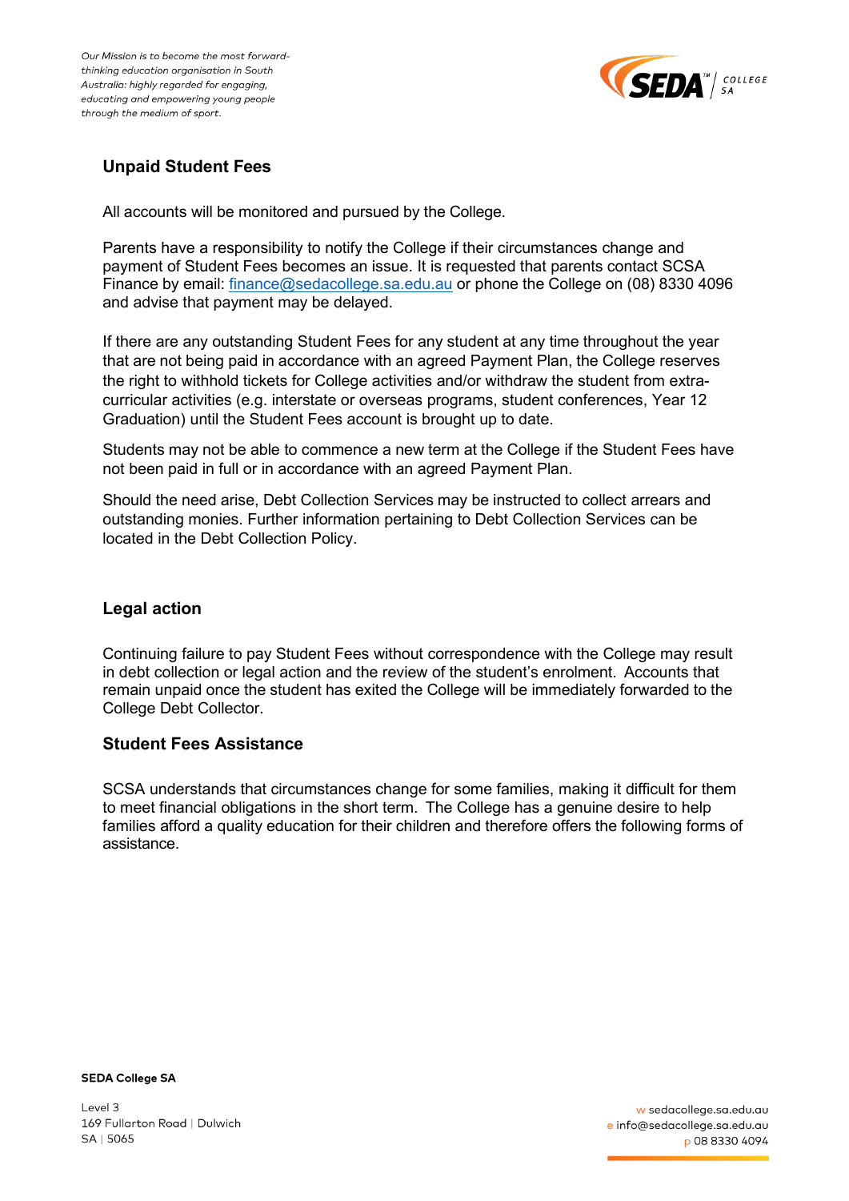## Unpaid Student Fees

All accounts will be monitored and pursued by the College.

Parents have a responsibility to notify the College if their circumstances change and payment of Student Fees becomes an issue. It is requested that parents contact SCSA Finance by email: finance@sedacollege.sa.edu.au or phone the College on (08) 8330 4096 and advise that payment may be delayed.

If there are any outstanding Student Fees for any student at any time throughout the year that are not being paid in accordance with an agreed Payment Plan, the College reserves the right to withhold tickets for College activities and/or withdraw the student from extra-curricular activities (e.g. interstate or overseas programs, student conferences, Year 12 Graduation) until the Student Fees account is brought up to date.

Students may not be able to commence a new term at the College if the Student Fees have not been paid in full or in accordance with an agreed Payment Plan.

Should the need arise, Debt Collection Services may be instructed to collect arrears and outstanding monies. Further information pertaining to Debt Collection Services can be located in the Debt Collection Policy.

## Legal action

Continuing failure to pay Student Fees without correspondence with the College may result in debt collection or legal action and the review of the student's enrolment. Accounts that remain unpaid once the student has exited the College will be immediately forwarded to the College Debt Collector.

## Student Fees Assistance

SCSA understands that circumstances change for some families, making it difficult for them to meet financial obligations in the short term. The College has a genuine desire to help families afford a quality education for their children and therefore offers the following forms of assistance.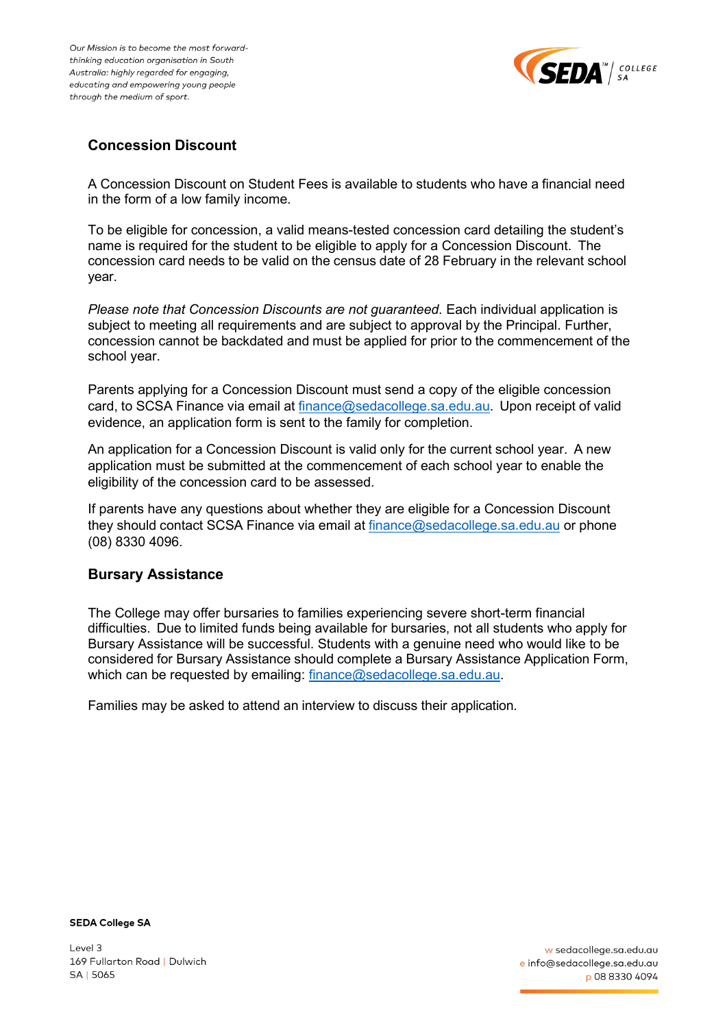## Concession Discount

A Concession Discount on Student Fees is available to students who have a financial need in the form of a low family income.

To be eligible for concession, a valid means-tested concession card detailing the student's name is required for the student to be eligible to apply for a Concession Discount. The concession card needs to be valid on the census date of 28 February in the relevant school year.

*Please note that Concession Discounts are not guaranteed*. Each individual application is subject to meeting all requirements and are subject to approval by the Principal. Further, concession cannot be backdated and must be applied for prior to the commencement of the school year.

Parents applying for a Concession Discount must send a copy of the eligible concession card, to SCSA Finance via email at finance@sedacollege.sa.edu.au. Upon receipt of valid evidence, an application form is sent to the family for completion.

An application for a Concession Discount is valid only for the current school year. A new application must be submitted at the commencement of each school year to enable the eligibility of the concession card to be assessed.

If parents have any questions about whether they are eligible for a Concession Discount they should contact SCSA Finance via email at finance@sedacollege.sa.edu.au or phone (08) 8330 4096.

## Bursary Assistance

The College may offer bursaries to families experiencing severe short-term financial difficulties. Due to limited funds being available for bursaries, not all students who apply for Bursary Assistance will be successful. Students with a genuine need who would like to be considered for Bursary Assistance should complete a Bursary Assistance Application Form, which can be requested by emailing: finance@sedacollege.sa.edu.au.

Families may be asked to attend an interview to discuss their application.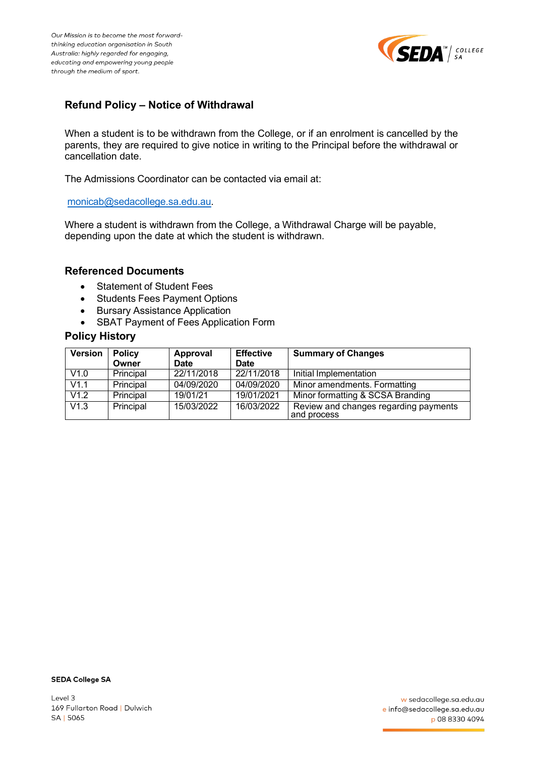## Refund Policy – Notice of Withdrawal

When a student is to be withdrawn from the College, or if an enrolment is cancelled by the parents, they are required to give notice in writing to the Principal before the withdrawal or cancellation date.

The Admissions Coordinator can be contacted via email at:

monicab@sedacollege.sa.edu.au.

Where a student is withdrawn from the College, a Withdrawal Charge will be payable, depending upon the date at which the student is withdrawn.

### Referenced Documents

- Statement of Student Fees
- Students Fees Payment Options
- Bursary Assistance Application
- SBAT Payment of Fees Application Form

### Policy History

| Version | Policy Owner | Approval Date | Effective Date | Summary of Changes |
|---|---|---|---|---|
| V1.0 | Principal | 22/11/2018 | 22/11/2018 | Initial Implementation |
| V1.1 | Principal | 04/09/2020 | 04/09/2020 | Minor amendments. Formatting |
| V1.2 | Principal | 19/01/21 | 19/01/2021 | Minor formatting & SCSA Branding |
| V1.3 | Principal | 15/03/2022 | 16/03/2022 | Review and changes regarding payments and process |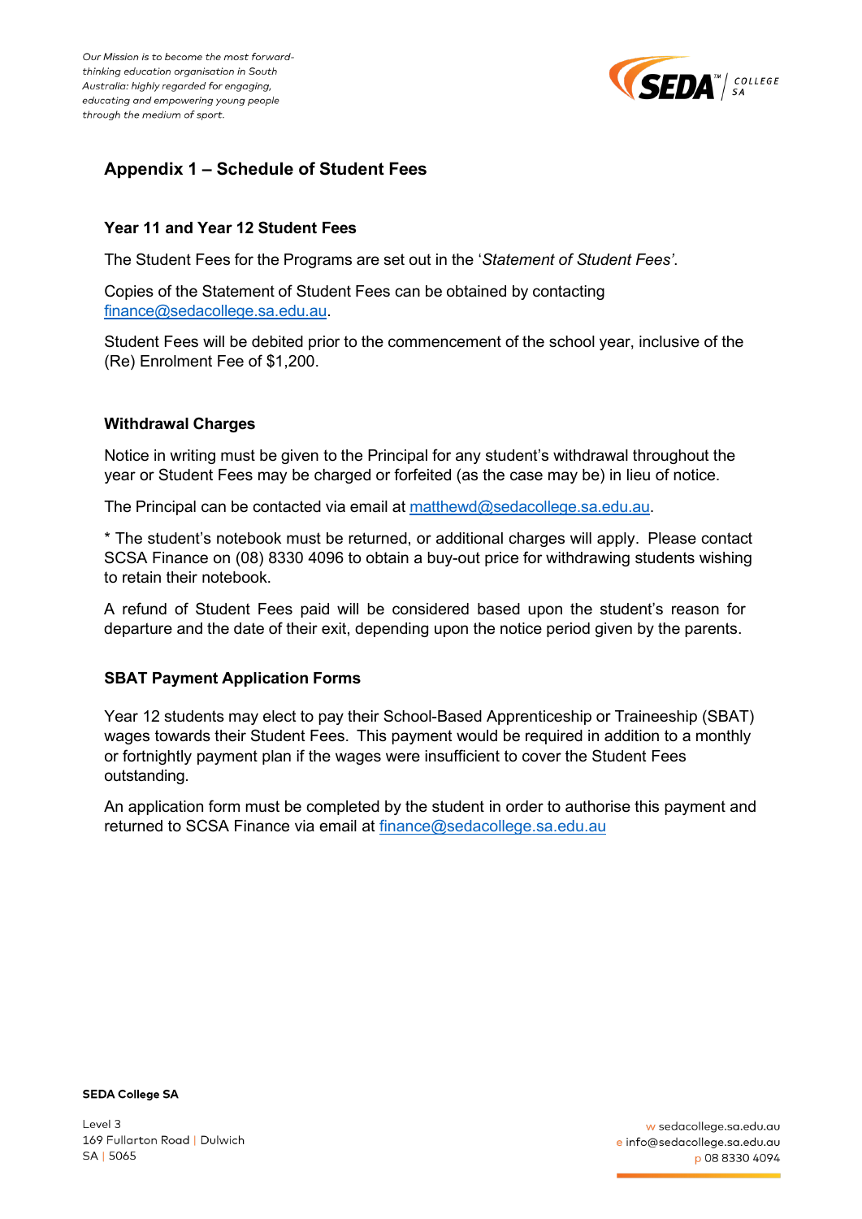## Appendix 1 – Schedule of Student Fees

### Year 11 and Year 12 Student Fees

The Student Fees for the Programs are set out in the '*Statement of Student Fees*'.

Copies of the Statement of Student Fees can be obtained by contacting finance@sedacollege.sa.edu.au.

Student Fees will be debited prior to the commencement of the school year, inclusive of the (Re) Enrolment Fee of $1,200.

### Withdrawal Charges

Notice in writing must be given to the Principal for any student's withdrawal throughout the year or Student Fees may be charged or forfeited (as the case may be) in lieu of notice.

The Principal can be contacted via email at matthewd@sedacollege.sa.edu.au.

* The student's notebook must be returned, or additional charges will apply. Please contact SCSA Finance on (08) 8330 4096 to obtain a buy-out price for withdrawing students wishing to retain their notebook.

A refund of Student Fees paid will be considered based upon the student's reason for departure and the date of their exit, depending upon the notice period given by the parents.

### SBAT Payment Application Forms

Year 12 students may elect to pay their School-Based Apprenticeship or Traineeship (SBAT) wages towards their Student Fees. This payment would be required in addition to a monthly or fortnightly payment plan if the wages were insufficient to cover the Student Fees outstanding.

An application form must be completed by the student in order to authorise this payment and returned to SCSA Finance via email at finance@sedacollege.sa.edu.au